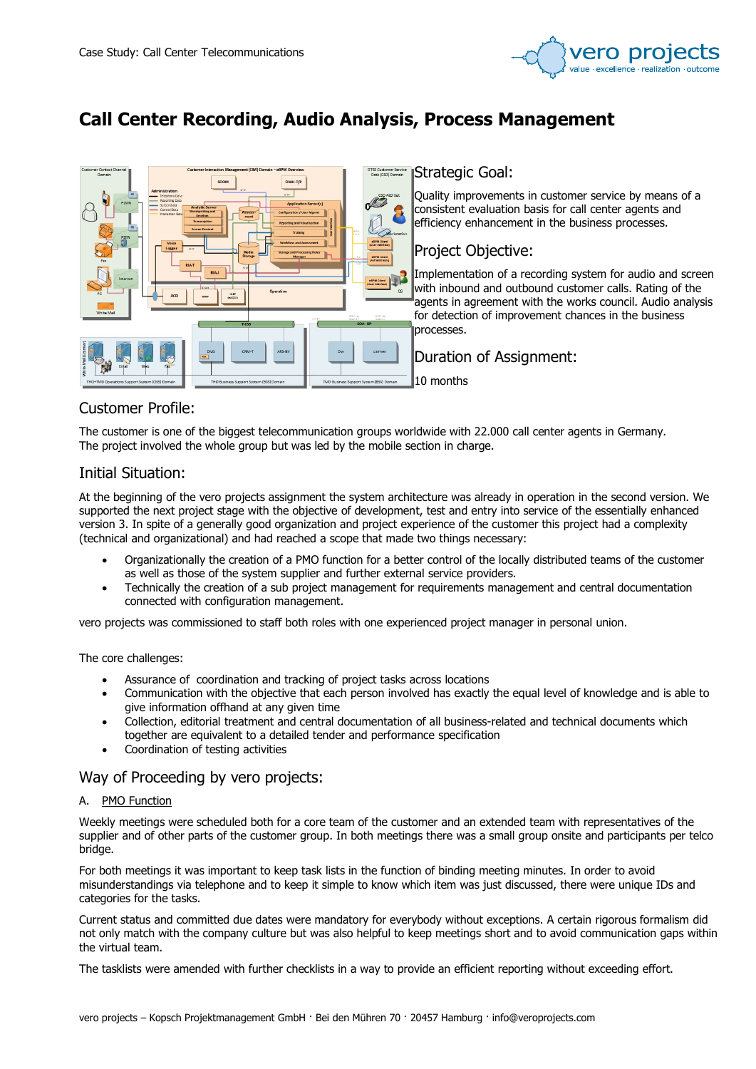# Call Center Recording, Audio Analysis, Process Management

## Strategic Goal:

Quality improvements in customer service by means of a consistent evaluation basis for call center agents and efficiency enhancement in the business processes.

## Project Objective:

Implementation of a recording system for audio and screen with inbound and outbound customer calls. Rating of the agents in agreement with the works council. Audio analysis for detection of improvement chances in the business processes.

## Duration of Assignment:

10 months

## Customer Profile:

The customer is one of the biggest telecommunication groups worldwide with 22.000 call center agents in Germany. The project involved the whole group but was led by the mobile section in charge.

## Initial Situation:

At the beginning of the vero projects assignment the system architecture was already in operation in the second version. We supported the next project stage with the objective of development, test and entry into service of the essentially enhanced version 3. In spite of a generally good organization and project experience of the customer this project had a complexity (technical and organizational) and had reached a scope that made two things necessary:

- Organizationally the creation of a PMO function for a better control of the locally distributed teams of the customer as well as those of the system supplier and further external service providers.
- Technically the creation of a sub project management for requirements management and central documentation connected with configuration management.

vero projects was commissioned to staff both roles with one experienced project manager in personal union.

The core challenges:

- Assurance of coordination and tracking of project tasks across locations
- Communication with the objective that each person involved has exactly the equal level of knowledge and is able to give information offhand at any given time
- Collection, editorial treatment and central documentation of all business-related and technical documents which together are equivalent to a detailed tender and performance specification
- Coordination of testing activities

## Way of Proceeding by vero projects:

A. PMO Function

Weekly meetings were scheduled both for a core team of the customer and an extended team with representatives of the supplier and of other parts of the customer group. In both meetings there was a small group onsite and participants per telco bridge.

For both meetings it was important to keep task lists in the function of binding meeting minutes. In order to avoid misunderstandings via telephone and to keep it simple to know which item was just discussed, there were unique IDs and categories for the tasks.

Current status and committed due dates were mandatory for everybody without exceptions. A certain rigorous formalism did not only match with the company culture but was also helpful to keep meetings short and to avoid communication gaps within the virtual team.

The tasklists were amended with further checklists in a way to provide an efficient reporting without exceeding effort.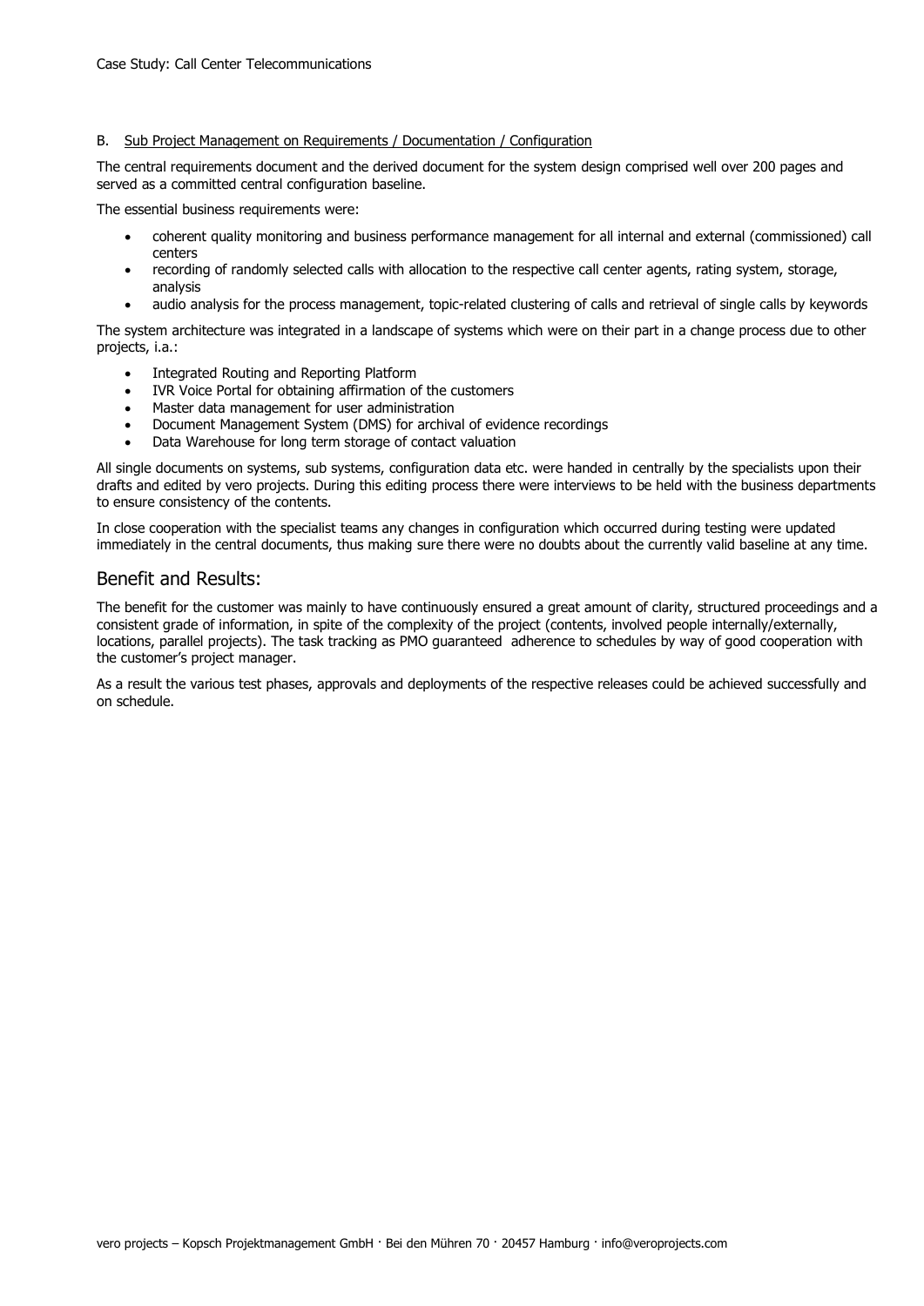B. Sub Project Management on Requirements / Documentation / Configuration

The central requirements document and the derived document for the system design comprised well over 200 pages and served as a committed central configuration baseline.

The essential business requirements were:

- coherent quality monitoring and business performance management for all internal and external (commissioned) call centers
- recording of randomly selected calls with allocation to the respective call center agents, rating system, storage, analysis
- audio analysis for the process management, topic-related clustering of calls and retrieval of single calls by keywords

The system architecture was integrated in a landscape of systems which were on their part in a change process due to other projects, i.a.:

- Integrated Routing and Reporting Platform
- IVR Voice Portal for obtaining affirmation of the customers
- Master data management for user administration
- Document Management System (DMS) for archival of evidence recordings
- Data Warehouse for long term storage of contact valuation

All single documents on systems, sub systems, configuration data etc. were handed in centrally by the specialists upon their drafts and edited by vero projects. During this editing process there were interviews to be held with the business departments to ensure consistency of the contents.

In close cooperation with the specialist teams any changes in configuration which occurred during testing were updated immediately in the central documents, thus making sure there were no doubts about the currently valid baseline at any time.

## Benefit and Results:

The benefit for the customer was mainly to have continuously ensured a great amount of clarity, structured proceedings and a consistent grade of information, in spite of the complexity of the project (contents, involved people internally/externally, locations, parallel projects). The task tracking as PMO guaranteed adherence to schedules by way of good cooperation with the customer's project manager.

As a result the various test phases, approvals and deployments of the respective releases could be achieved successfully and on schedule.